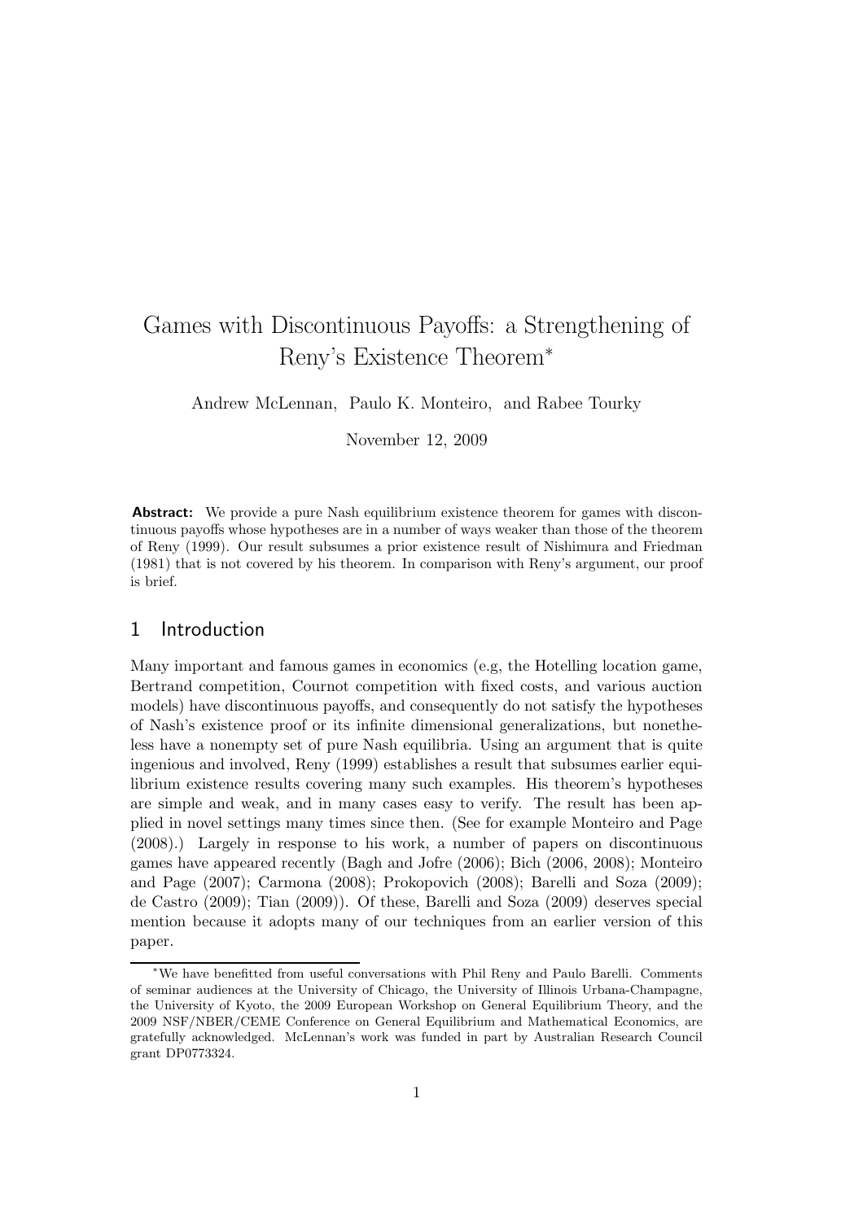# Games with Discontinuous Payoffs: a Strengthening of Reny's Existence Theorem*

Andrew McLennan, Paulo K. Monteiro, and Rabee Tourky

November 12, 2009

**Abstract:** We provide a pure Nash equilibrium existence theorem for games with discontinuous payoffs whose hypotheses are in a number of ways weaker than those of the theorem of Reny (1999). Our result subsumes a prior existence result of Nishimura and Friedman (1981) that is not covered by his theorem. In comparison with Reny's argument, our proof is brief.

## 1 Introduction

Many important and famous games in economics (e.g, the Hotelling location game, Bertrand competition, Cournot competition with fixed costs, and various auction models) have discontinuous payoffs, and consequently do not satisfy the hypotheses of Nash's existence proof or its infinite dimensional generalizations, but nonetheless have a nonempty set of pure Nash equilibria. Using an argument that is quite ingenious and involved, Reny (1999) establishes a result that subsumes earlier equilibrium existence results covering many such examples. His theorem's hypotheses are simple and weak, and in many cases easy to verify. The result has been applied in novel settings many times since then. (See for example Monteiro and Page (2008).) Largely in response to his work, a number of papers on discontinuous games have appeared recently (Bagh and Jofre (2006); Bich (2006, 2008); Monteiro and Page (2007); Carmona (2008); Prokopovich (2008); Barelli and Soza (2009); de Castro (2009); Tian (2009)). Of these, Barelli and Soza (2009) deserves special mention because it adopts many of our techniques from an earlier version of this paper.

---

*We have benefitted from useful conversations with Phil Reny and Paulo Barelli. Comments of seminar audiences at the University of Chicago, the University of Illinois Urbana-Champagne, the University of Kyoto, the 2009 European Workshop on General Equilibrium Theory, and the 2009 NSF/NBER/CEME Conference on General Equilibrium and Mathematical Economics, are gratefully acknowledged. McLennan's work was funded in part by Australian Research Council grant DP0773324.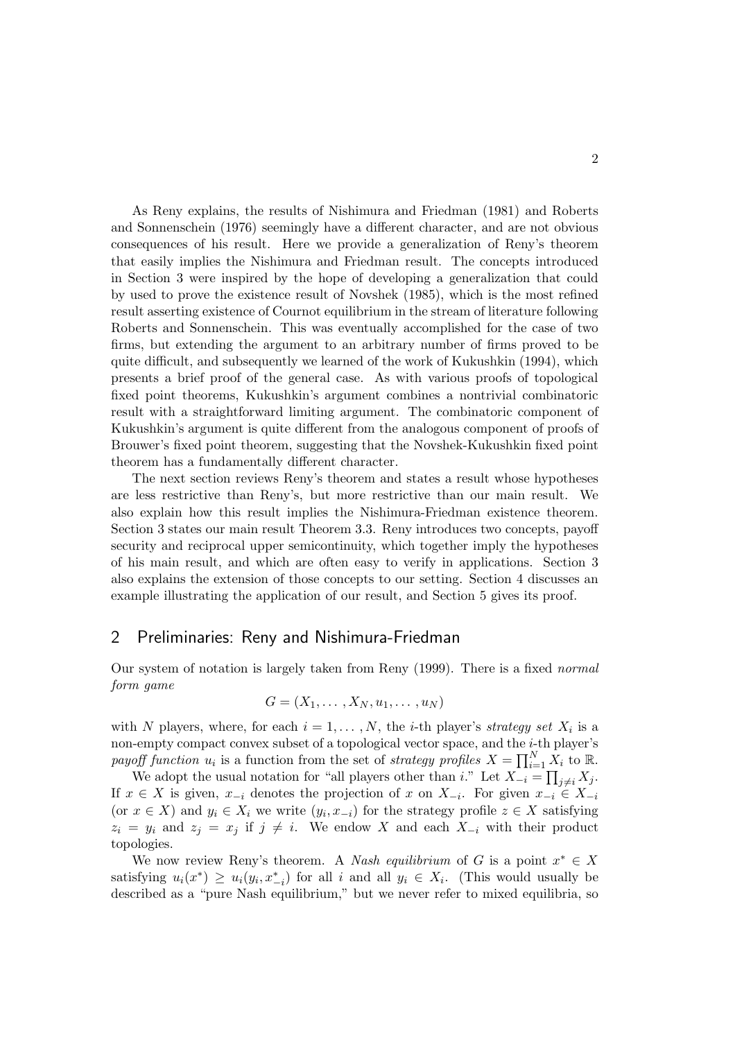As Reny explains, the results of Nishimura and Friedman (1981) and Roberts and Sonnenschein (1976) seemingly have a different character, and are not obvious consequences of his result. Here we provide a generalization of Reny's theorem that easily implies the Nishimura and Friedman result. The concepts introduced in Section 3 were inspired by the hope of developing a generalization that could by used to prove the existence result of Novshek (1985), which is the most refined result asserting existence of Cournot equilibrium in the stream of literature following Roberts and Sonnenschein. This was eventually accomplished for the case of two firms, but extending the argument to an arbitrary number of firms proved to be quite difficult, and subsequently we learned of the work of Kukushkin (1994), which presents a brief proof of the general case. As with various proofs of topological fixed point theorems, Kukushkin's argument combines a nontrivial combinatoric result with a straightforward limiting argument. The combinatoric component of Kukushkin's argument is quite different from the analogous component of proofs of Brouwer's fixed point theorem, suggesting that the Novshek-Kukushkin fixed point theorem has a fundamentally different character.

The next section reviews Reny's theorem and states a result whose hypotheses are less restrictive than Reny's, but more restrictive than our main result. We also explain how this result implies the Nishimura-Friedman existence theorem. Section 3 states our main result Theorem 3.3. Reny introduces two concepts, payoff security and reciprocal upper semicontinuity, which together imply the hypotheses of his main result, and which are often easy to verify in applications. Section 3 also explains the extension of those concepts to our setting. Section 4 discusses an example illustrating the application of our result, and Section 5 gives its proof.

## 2 Preliminaries: Reny and Nishimura-Friedman

Our system of notation is largely taken from Reny (1999). There is a fixed *normal form game*

$$G = (X_1, \dots, X_N, u_1, \dots, u_N)$$

with $N$ players, where, for each $i = 1, \dots, N$, the $i$-th player's *strategy set* $X_i$ is a non-empty compact convex subset of a topological vector space, and the $i$-th player's *payoff function* $u_i$ is a function from the set of *strategy profiles* $X = \prod_{i=1}^{N} X_i$ to $\mathbb{R}$.

We adopt the usual notation for "all players other than $i$." Let $X_{-i} = \prod_{j \neq i} X_j$. If $x \in X$ is given, $x_{-i}$ denotes the projection of $x$ on $X_{-i}$. For given $x_{-i} \in X_{-i}$ (or $x \in X$) and $y_i \in X_i$ we write $(y_i, x_{-i})$ for the strategy profile $z \in X$ satisfying $z_i = y_i$ and $z_j = x_j$ if $j \neq i$. We endow $X$ and each $X_{-i}$ with their product topologies.

We now review Reny's theorem. A *Nash equilibrium* of $G$ is a point $x^* \in X$ satisfying $u_i(x^*) \geq u_i(y_i, x^*_{-i})$ for all $i$ and all $y_i \in X_i$. (This would usually be described as a "pure Nash equilibrium," but we never refer to mixed equilibria, so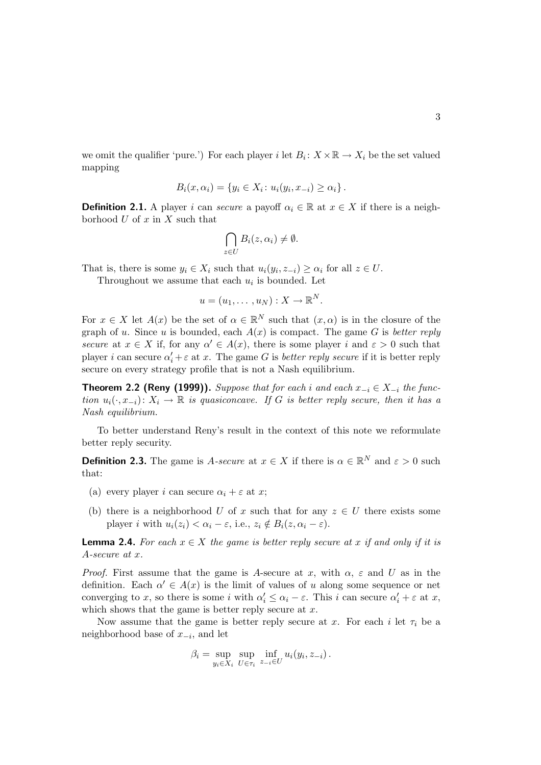we omit the qualifier 'pure.') For each player $i$ let $B_i\colon X \times \mathbb{R} \to X_i$ be the set valued mapping

$$B_i(x, \alpha_i) = \{y_i \in X_i \colon u_i(y_i, x_{-i}) \geq \alpha_i\}.$$

**Definition 2.1.** A player $i$ can *secure* a payoff $\alpha_i \in \mathbb{R}$ at $x \in X$ if there is a neighborhood $U$ of $x$ in $X$ such that

$$\bigcap_{z \in U} B_i(z, \alpha_i) \neq \emptyset.$$

That is, there is some $y_i \in X_i$ such that $u_i(y_i, z_{-i}) \geq \alpha_i$ for all $z \in U$.

Throughout we assume that each $u_i$ is bounded. Let

$$u = (u_1, \ldots, u_N) : X \to \mathbb{R}^N.$$

For $x \in X$ let $A(x)$ be the set of $\alpha \in \mathbb{R}^N$ such that $(x, \alpha)$ is in the closure of the graph of $u$. Since $u$ is bounded, each $A(x)$ is compact. The game $G$ is *better reply secure* at $x \in X$ if, for any $\alpha' \in A(x)$, there is some player $i$ and $\varepsilon > 0$ such that player $i$ can secure $\alpha'_i + \varepsilon$ at $x$. The game $G$ is *better reply secure* if it is better reply secure on every strategy profile that is not a Nash equilibrium.

**Theorem 2.2 (Reny (1999)).** *Suppose that for each $i$ and each $x_{-i} \in X_{-i}$ the function $u_i(\cdot, x_{-i})\colon X_i \to \mathbb{R}$ is quasiconcave. If $G$ is better reply secure, then it has a Nash equilibrium.*

To better understand Reny's result in the context of this note we reformulate better reply security.

**Definition 2.3.** The game is *A-secure* at $x \in X$ if there is $\alpha \in \mathbb{R}^N$ and $\varepsilon > 0$ such that:

(a) every player $i$ can secure $\alpha_i + \varepsilon$ at $x$;

(b) there is a neighborhood $U$ of $x$ such that for any $z \in U$ there exists some player $i$ with $u_i(z_i) < \alpha_i - \varepsilon$, i.e., $z_i \notin B_i(z, \alpha_i - \varepsilon)$.

**Lemma 2.4.** *For each $x \in X$ the game is better reply secure at $x$ if and only if it is A-secure at $x$.*

*Proof.* First assume that the game is A-secure at $x$, with $\alpha$, $\varepsilon$ and $U$ as in the definition. Each $\alpha' \in A(x)$ is the limit of values of $u$ along some sequence or net converging to $x$, so there is some $i$ with $\alpha'_i \leq \alpha_i - \varepsilon$. This $i$ can secure $\alpha'_i + \varepsilon$ at $x$, which shows that the game is better reply secure at $x$.

Now assume that the game is better reply secure at $x$. For each $i$ let $\tau_i$ be a neighborhood base of $x_{-i}$, and let

$$\beta_i = \sup_{y_i \in X_i} \sup_{U \in \tau_i} \inf_{z_{-i} \in U} u_i(y_i, z_{-i}).$$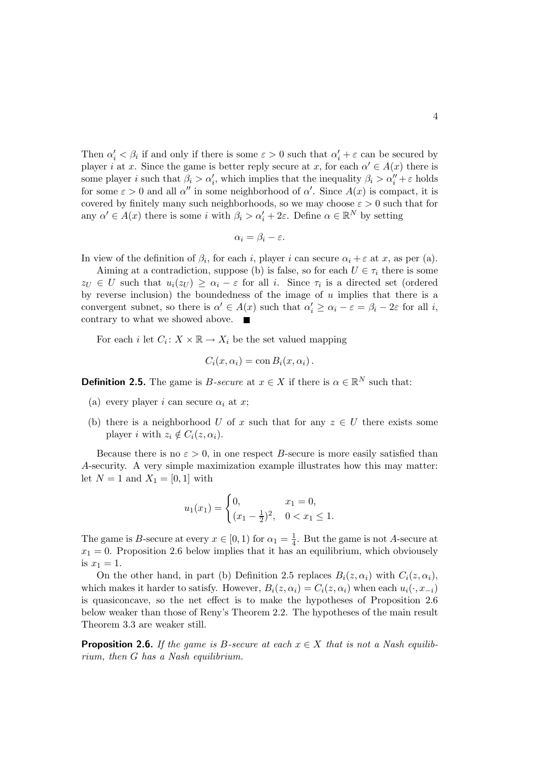Then $\alpha'_i < \beta_i$ if and only if there is some $\varepsilon > 0$ such that $\alpha'_i + \varepsilon$ can be secured by player $i$ at $x$. Since the game is better reply secure at $x$, for each $\alpha' \in A(x)$ there is some player $i$ such that $\beta_i > \alpha'_i$, which implies that the inequality $\beta_i > \alpha''_i + \varepsilon$ holds for some $\varepsilon > 0$ and all $\alpha''$ in some neighborhood of $\alpha'$. Since $A(x)$ is compact, it is covered by finitely many such neighborhoods, so we may choose $\varepsilon > 0$ such that for any $\alpha' \in A(x)$ there is some $i$ with $\beta_i > \alpha'_i + 2\varepsilon$. Define $\alpha \in \mathbb{R}^N$ by setting

$$\alpha_i = \beta_i - \varepsilon.$$

In view of the definition of $\beta_i$, for each $i$, player $i$ can secure $\alpha_i + \varepsilon$ at $x$, as per (a).

Aiming at a contradiction, suppose (b) is false, so for each $U \in \tau_i$ there is some $z_U \in U$ such that $u_i(z_U) \geq \alpha_i - \varepsilon$ for all $i$. Since $\tau_i$ is a directed set (ordered by reverse inclusion) the boundedness of the image of $u$ implies that there is a convergent subnet, so there is $\alpha' \in A(x)$ such that $\alpha'_i \geq \alpha_i - \varepsilon = \beta_i - 2\varepsilon$ for all $i$, contrary to what we showed above. ■

For each $i$ let $C_i \colon X \times \mathbb{R} \to X_i$ be the set valued mapping

$$C_i(x, \alpha_i) = \operatorname{con} B_i(x, \alpha_i)\,.$$

**Definition 2.5.** The game is *$B$-secure* at $x \in X$ if there is $\alpha \in \mathbb{R}^N$ such that:

(a) every player $i$ can secure $\alpha_i$ at $x$;

(b) there is a neighborhood $U$ of $x$ such that for any $z \in U$ there exists some player $i$ with $z_i \notin C_i(z, \alpha_i)$.

Because there is no $\varepsilon > 0$, in one respect $B$-secure is more easily satisfied than $A$-security. A very simple maximization example illustrates how this may matter: let $N = 1$ and $X_1 = [0, 1]$ with

$$u_1(x_1) = \begin{cases} 0, & x_1 = 0, \\ (x_1 - \frac{1}{2})^2, & 0 < x_1 \leq 1. \end{cases}$$

The game is $B$-secure at every $x \in [0, 1)$ for $\alpha_1 = \frac{1}{4}$. But the game is not $A$-secure at $x_1 = 0$. Proposition 2.6 below implies that it has an equilibrium, which obviously is $x_1 = 1$.

On the other hand, in part (b) Definition 2.5 replaces $B_i(z, \alpha_i)$ with $C_i(z, \alpha_i)$, which makes it harder to satisfy. However, $B_i(z, \alpha_i) = C_i(z, \alpha_i)$ when each $u_i(\cdot, x_{-i})$ is quasiconcave, so the net effect is to make the hypotheses of Proposition 2.6 below weaker than those of Reny's Theorem 2.2. The hypotheses of the main result Theorem 3.3 are weaker still.

**Proposition 2.6.** *If the game is $B$-secure at each $x \in X$ that is not a Nash equilibrium, then $G$ has a Nash equilibrium.*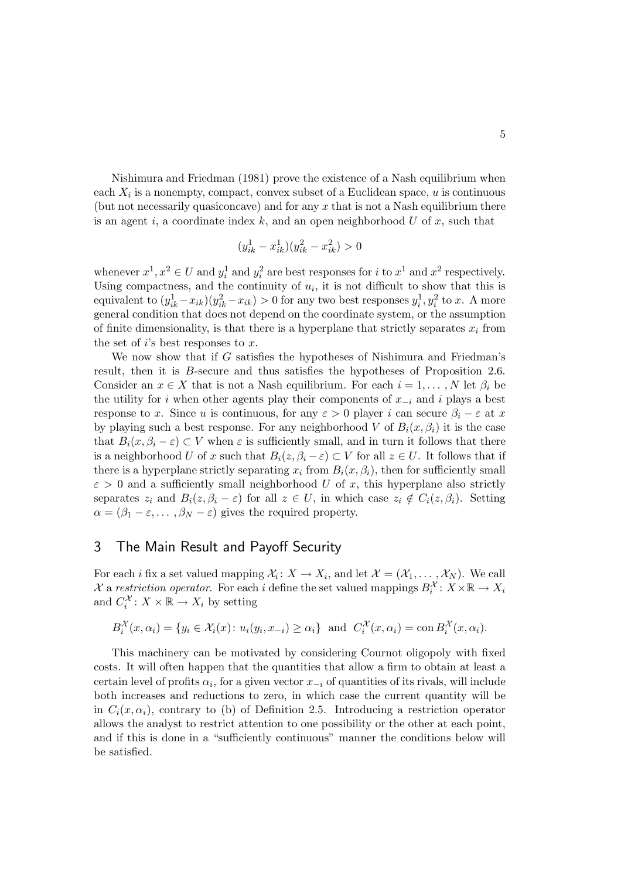Nishimura and Friedman (1981) prove the existence of a Nash equilibrium when each $X_i$ is a nonempty, compact, convex subset of a Euclidean space, $u$ is continuous (but not necessarily quasiconcave) and for any $x$ that is not a Nash equilibrium there is an agent $i$, a coordinate index $k$, and an open neighborhood $U$ of $x$, such that

$$(y^1_{ik} - x^1_{ik})(y^2_{ik} - x^2_{ik}) > 0$$

whenever $x^1, x^2 \in U$ and $y^1_i$ and $y^2_i$ are best responses for $i$ to $x^1$ and $x^2$ respectively. Using compactness, and the continuity of $u_i$, it is not difficult to show that this is equivalent to $(y^1_{ik} - x_{ik})(y^2_{ik} - x_{ik}) > 0$ for any two best responses $y^1_i, y^2_i$ to $x$. A more general condition that does not depend on the coordinate system, or the assumption of finite dimensionality, is that there is a hyperplane that strictly separates $x_i$ from the set of $i$'s best responses to $x$.

We now show that if $G$ satisfies the hypotheses of Nishimura and Friedman's result, then it is $B$-secure and thus satisfies the hypotheses of Proposition 2.6. Consider an $x \in X$ that is not a Nash equilibrium. For each $i = 1, \ldots, N$ let $\beta_i$ be the utility for $i$ when other agents play their components of $x_{-i}$ and $i$ plays a best response to $x$. Since $u$ is continuous, for any $\varepsilon > 0$ player $i$ can secure $\beta_i - \varepsilon$ at $x$ by playing such a best response. For any neighborhood $V$ of $B_i(x, \beta_i)$ it is the case that $B_i(x, \beta_i - \varepsilon) \subset V$ when $\varepsilon$ is sufficiently small, and in turn it follows that there is a neighborhood $U$ of $x$ such that $B_i(z, \beta_i - \varepsilon) \subset V$ for all $z \in U$. It follows that if there is a hyperplane strictly separating $x_i$ from $B_i(x, \beta_i)$, then for sufficiently small $\varepsilon > 0$ and a sufficiently small neighborhood $U$ of $x$, this hyperplane also strictly separates $z_i$ and $B_i(z, \beta_i - \varepsilon)$ for all $z \in U$, in which case $z_i \notin C_i(z, \beta_i)$. Setting $\alpha = (\beta_1 - \varepsilon, \ldots, \beta_N - \varepsilon)$ gives the required property.

## 3 The Main Result and Payoff Security

For each $i$ fix a set valued mapping $\mathcal{X}_i \colon X \to X_i$, and let $\mathcal{X} = (\mathcal{X}_1, \ldots, \mathcal{X}_N)$. We call $\mathcal{X}$ a *restriction operator*. For each $i$ define the set valued mappings $B^{\mathcal{X}}_i \colon X \times \mathbb{R} \to X_i$ and $C^{\mathcal{X}}_i \colon X \times \mathbb{R} \to X_i$ by setting

$$B^{\mathcal{X}}_i(x, \alpha_i) = \{y_i \in \mathcal{X}_i(x) \colon u_i(y_i, x_{-i}) \geq \alpha_i\} \text{ and } C^{\mathcal{X}}_i(x, \alpha_i) = \operatorname{con} B^{\mathcal{X}}_i(x, \alpha_i).$$

This machinery can be motivated by considering Cournot oligopoly with fixed costs. It will often happen that the quantities that allow a firm to obtain at least a certain level of profits $\alpha_i$, for a given vector $x_{-i}$ of quantities of its rivals, will include both increases and reductions to zero, in which case the current quantity will be in $C_i(x, \alpha_i)$, contrary to (b) of Definition 2.5. Introducing a restriction operator allows the analyst to restrict attention to one possibility or the other at each point, and if this is done in a "sufficiently continuous" manner the conditions below will be satisfied.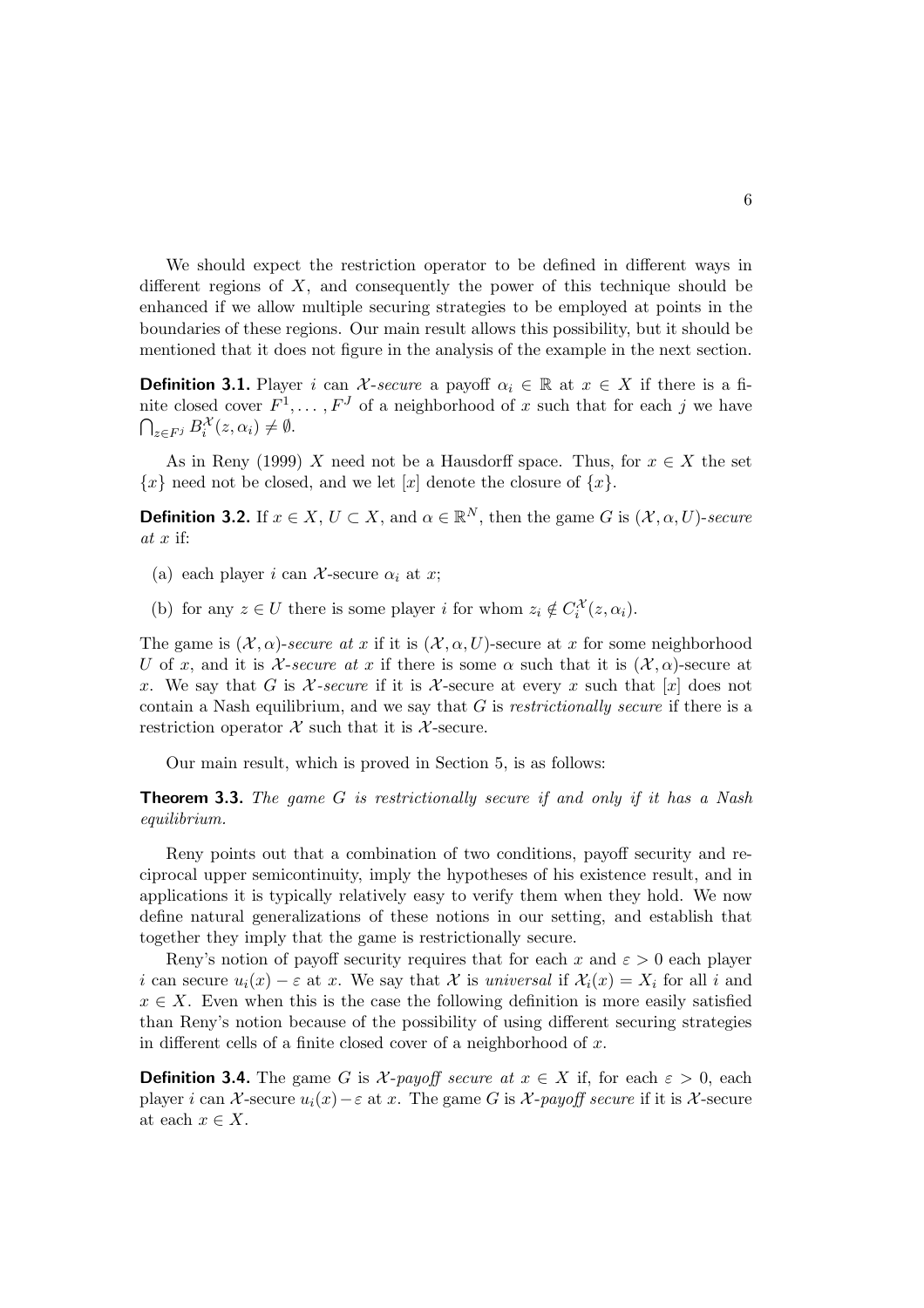We should expect the restriction operator to be defined in different ways in different regions of $X$, and consequently the power of this technique should be enhanced if we allow multiple securing strategies to be employed at points in the boundaries of these regions. Our main result allows this possibility, but it should be mentioned that it does not figure in the analysis of the example in the next section.

**Definition 3.1.** Player $i$ can *$\mathcal{X}$-secure* a payoff $\alpha_i \in \mathbb{R}$ at $x \in X$ if there is a finite closed cover $F^1, \ldots, F^J$ of a neighborhood of $x$ such that for each $j$ we have $\bigcap_{z \in F^j} B_i^{\mathcal{X}}(z, \alpha_i) \neq \emptyset$.

As in Reny (1999) $X$ need not be a Hausdorff space. Thus, for $x \in X$ the set $\{x\}$ need not be closed, and we let $[x]$ denote the closure of $\{x\}$.

**Definition 3.2.** If $x \in X$, $U \subset X$, and $\alpha \in \mathbb{R}^N$, then the game $G$ is *$(\mathcal{X}, \alpha, U)$-secure at $x$* if:

(a) each player $i$ can $\mathcal{X}$-secure $\alpha_i$ at $x$;

(b) for any $z \in U$ there is some player $i$ for whom $z_i \notin C_i^{\mathcal{X}}(z, \alpha_i)$.

The game is *$(\mathcal{X}, \alpha)$-secure at $x$* if it is $(\mathcal{X}, \alpha, U)$-secure at $x$ for some neighborhood $U$ of $x$, and it is *$\mathcal{X}$-secure at $x$* if there is some $\alpha$ such that it is $(\mathcal{X}, \alpha)$-secure at $x$. We say that $G$ is *$\mathcal{X}$-secure* if it is $\mathcal{X}$-secure at every $x$ such that $[x]$ does not contain a Nash equilibrium, and we say that $G$ is *restrictionally secure* if there is a restriction operator $\mathcal{X}$ such that it is $\mathcal{X}$-secure.

Our main result, which is proved in Section 5, is as follows:

**Theorem 3.3.** *The game $G$ is restrictionally secure if and only if it has a Nash equilibrium.*

Reny points out that a combination of two conditions, payoff security and reciprocal upper semicontinuity, imply the hypotheses of his existence result, and in applications it is typically relatively easy to verify them when they hold. We now define natural generalizations of these notions in our setting, and establish that together they imply that the game is restrictionally secure.

Reny's notion of payoff security requires that for each $x$ and $\varepsilon > 0$ each player $i$ can secure $u_i(x) - \varepsilon$ at $x$. We say that $\mathcal{X}$ is *universal* if $\mathcal{X}_i(x) = X_i$ for all $i$ and $x \in X$. Even when this is the case the following definition is more easily satisfied than Reny's notion because of the possibility of using different securing strategies in different cells of a finite closed cover of a neighborhood of $x$.

**Definition 3.4.** The game $G$ is *$\mathcal{X}$-payoff secure at $x \in X$* if, for each $\varepsilon > 0$, each player $i$ can $\mathcal{X}$-secure $u_i(x) - \varepsilon$ at $x$. The game $G$ is *$\mathcal{X}$-payoff secure* if it is $\mathcal{X}$-secure at each $x \in X$.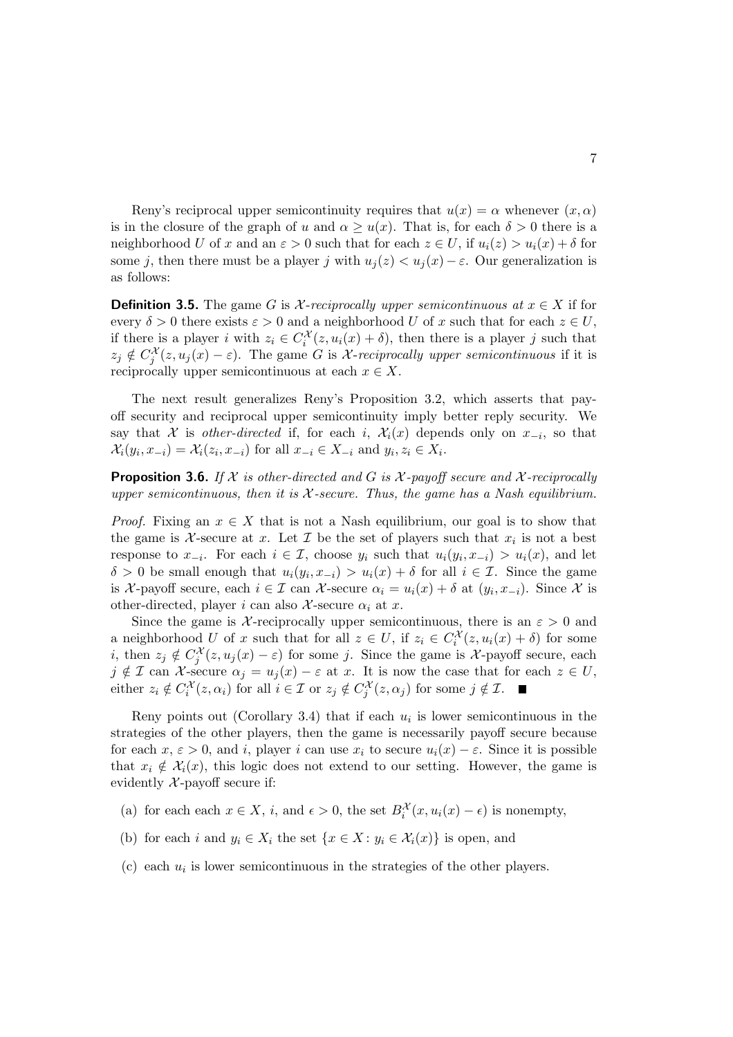Reny's reciprocal upper semicontinuity requires that $u(x) = \alpha$ whenever $(x, \alpha)$ is in the closure of the graph of $u$ and $\alpha \geq u(x)$. That is, for each $\delta > 0$ there is a neighborhood $U$ of $x$ and an $\varepsilon > 0$ such that for each $z \in U$, if $u_i(z) > u_i(x) + \delta$ for some $j$, then there must be a player $j$ with $u_j(z) < u_j(x) - \varepsilon$. Our generalization is as follows:

**Definition 3.5.** The game $G$ is *$\mathcal{X}$-reciprocally upper semicontinuous at $x \in X$* if for every $\delta > 0$ there exists $\varepsilon > 0$ and a neighborhood $U$ of $x$ such that for each $z \in U$, if there is a player $i$ with $z_i \in C_i^{\mathcal{X}}(z, u_i(x) + \delta)$, then there is a player $j$ such that $z_j \notin C_j^{\mathcal{X}}(z, u_j(x) - \varepsilon)$. The game $G$ is *$\mathcal{X}$-reciprocally upper semicontinuous* if it is reciprocally upper semicontinuous at each $x \in X$.

The next result generalizes Reny's Proposition 3.2, which asserts that payoff security and reciprocal upper semicontinuity imply better reply security. We say that $\mathcal{X}$ is *other-directed* if, for each $i$, $\mathcal{X}_i(x)$ depends only on $x_{-i}$, so that $\mathcal{X}_i(y_i, x_{-i}) = \mathcal{X}_i(z_i, x_{-i})$ for all $x_{-i} \in X_{-i}$ and $y_i, z_i \in X_i$.

**Proposition 3.6.** *If $\mathcal{X}$ is other-directed and $G$ is $\mathcal{X}$-payoff secure and $\mathcal{X}$-reciprocally upper semicontinuous, then it is $\mathcal{X}$-secure. Thus, the game has a Nash equilibrium.*

*Proof.* Fixing an $x \in X$ that is not a Nash equilibrium, our goal is to show that the game is $\mathcal{X}$-secure at $x$. Let $\mathcal{I}$ be the set of players such that $x_i$ is not a best response to $x_{-i}$. For each $i \in \mathcal{I}$, choose $y_i$ such that $u_i(y_i, x_{-i}) > u_i(x)$, and let $\delta > 0$ be small enough that $u_i(y_i, x_{-i}) > u_i(x) + \delta$ for all $i \in \mathcal{I}$. Since the game is $\mathcal{X}$-payoff secure, each $i \in \mathcal{I}$ can $\mathcal{X}$-secure $\alpha_i = u_i(x) + \delta$ at $(y_i, x_{-i})$. Since $\mathcal{X}$ is other-directed, player $i$ can also $\mathcal{X}$-secure $\alpha_i$ at $x$.

Since the game is $\mathcal{X}$-reciprocally upper semicontinuous, there is an $\varepsilon > 0$ and a neighborhood $U$ of $x$ such that for all $z \in U$, if $z_i \in C_i^{\mathcal{X}}(z, u_i(x) + \delta)$ for some $i$, then $z_j \notin C_j^{\mathcal{X}}(z, u_j(x) - \varepsilon)$ for some $j$. Since the game is $\mathcal{X}$-payoff secure, each $j \notin \mathcal{I}$ can $\mathcal{X}$-secure $\alpha_j = u_j(x) - \varepsilon$ at $x$. It is now the case that for each $z \in U$, either $z_i \notin C_i^{\mathcal{X}}(z, \alpha_i)$ for all $i \in \mathcal{I}$ or $z_j \notin C_j^{\mathcal{X}}(z, \alpha_j)$ for some $j \notin \mathcal{I}$. ∎

Reny points out (Corollary 3.4) that if each $u_i$ is lower semicontinuous in the strategies of the other players, then the game is necessarily payoff secure because for each $x$, $\varepsilon > 0$, and $i$, player $i$ can use $x_i$ to secure $u_i(x) - \varepsilon$. Since it is possible that $x_i \notin \mathcal{X}_i(x)$, this logic does not extend to our setting. However, the game is evidently $\mathcal{X}$-payoff secure if:

(a) for each each $x \in X$, $i$, and $\epsilon > 0$, the set $B_i^{\mathcal{X}}(x, u_i(x) - \epsilon)$ is nonempty,

(b) for each $i$ and $y_i \in X_i$ the set $\{x \in X : y_i \in \mathcal{X}_i(x)\}$ is open, and

(c) each $u_i$ is lower semicontinuous in the strategies of the other players.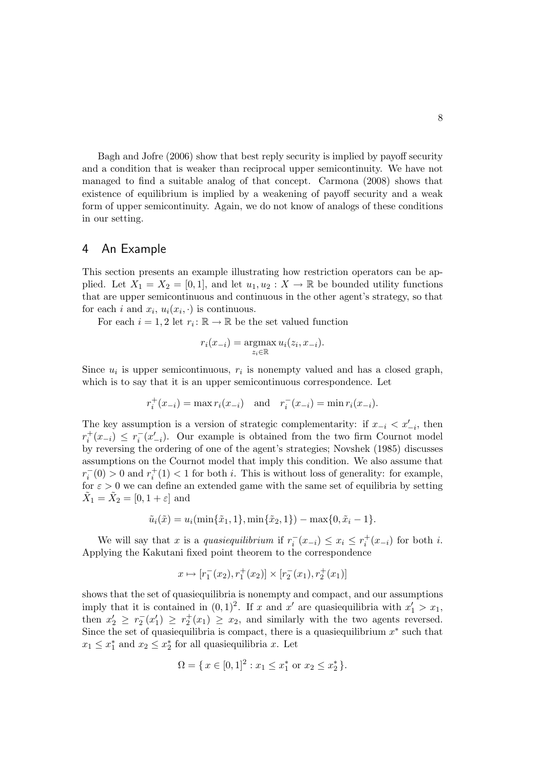Bagh and Jofre (2006) show that best reply security is implied by payoff security and a condition that is weaker than reciprocal upper semicontinuity. We have not managed to find a suitable analog of that concept. Carmona (2008) shows that existence of equilibrium is implied by a weakening of payoff security and a weak form of upper semicontinuity. Again, we do not know of analogs of these conditions in our setting.

## 4 An Example

This section presents an example illustrating how restriction operators can be applied. Let $X_1 = X_2 = [0, 1]$, and let $u_1, u_2 : X \to \mathbb{R}$ be bounded utility functions that are upper semicontinuous and continuous in the other agent's strategy, so that for each $i$ and $x_i$, $u_i(x_i, \cdot)$ is continuous.

For each $i = 1, 2$ let $r_i : \mathbb{R} \to \mathbb{R}$ be the set valued function

$$r_i(x_{-i}) = \operatorname*{argmax}_{z_i \in \mathbb{R}} u_i(z_i, x_{-i}).$$

Since $u_i$ is upper semicontinuous, $r_i$ is nonempty valued and has a closed graph, which is to say that it is an upper semicontinuous correspondence. Let

$$r_i^+(x_{-i}) = \max r_i(x_{-i}) \quad \text{and} \quad r_i^-(x_{-i}) = \min r_i(x_{-i}).$$

The key assumption is a version of strategic complementarity: if $x_{-i} < x'_{-i}$, then $r_i^+(x_{-i}) \leq r_i^-(x'_{-i})$. Our example is obtained from the two firm Cournot model by reversing the ordering of one of the agent's strategies; Novshek (1985) discusses assumptions on the Cournot model that imply this condition. We also assume that $r_i^-(0) > 0$ and $r_i^+(1) < 1$ for both $i$. This is without loss of generality: for example, for $\varepsilon > 0$ we can define an extended game with the same set of equilibria by setting $\tilde{X}_1 = \tilde{X}_2 = [0, 1 + \varepsilon]$ and

$$\tilde{u}_i(\tilde{x}) = u_i(\min\{\tilde{x}_1, 1\}, \min\{\tilde{x}_2, 1\}) - \max\{0, \tilde{x}_i - 1\}.$$

We will say that $x$ is a *quasiequilibrium* if $r_i^-(x_{-i}) \leq x_i \leq r_i^+(x_{-i})$ for both $i$. Applying the Kakutani fixed point theorem to the correspondence

$$x \mapsto [r_1^-(x_2), r_1^+(x_2)] \times [r_2^-(x_1), r_2^+(x_1)]$$

shows that the set of quasiequilibria is nonempty and compact, and our assumptions imply that it is contained in $(0, 1)^2$. If $x$ and $x'$ are quasiequilibria with $x'_1 > x_1$, then $x'_2 \geq r_2^-(x'_1) \geq r_2^+(x_1) \geq x_2$, and similarly with the two agents reversed. Since the set of quasiequilibria is compact, there is a quasiequilibrium $x^*$ such that $x_1 \leq x_1^*$ and $x_2 \leq x_2^*$ for all quasiequilibria $x$. Let

$$\Omega = \{\, x \in [0, 1]^2 : x_1 \leq x_1^* \text{ or } x_2 \leq x_2^* \,\}.$$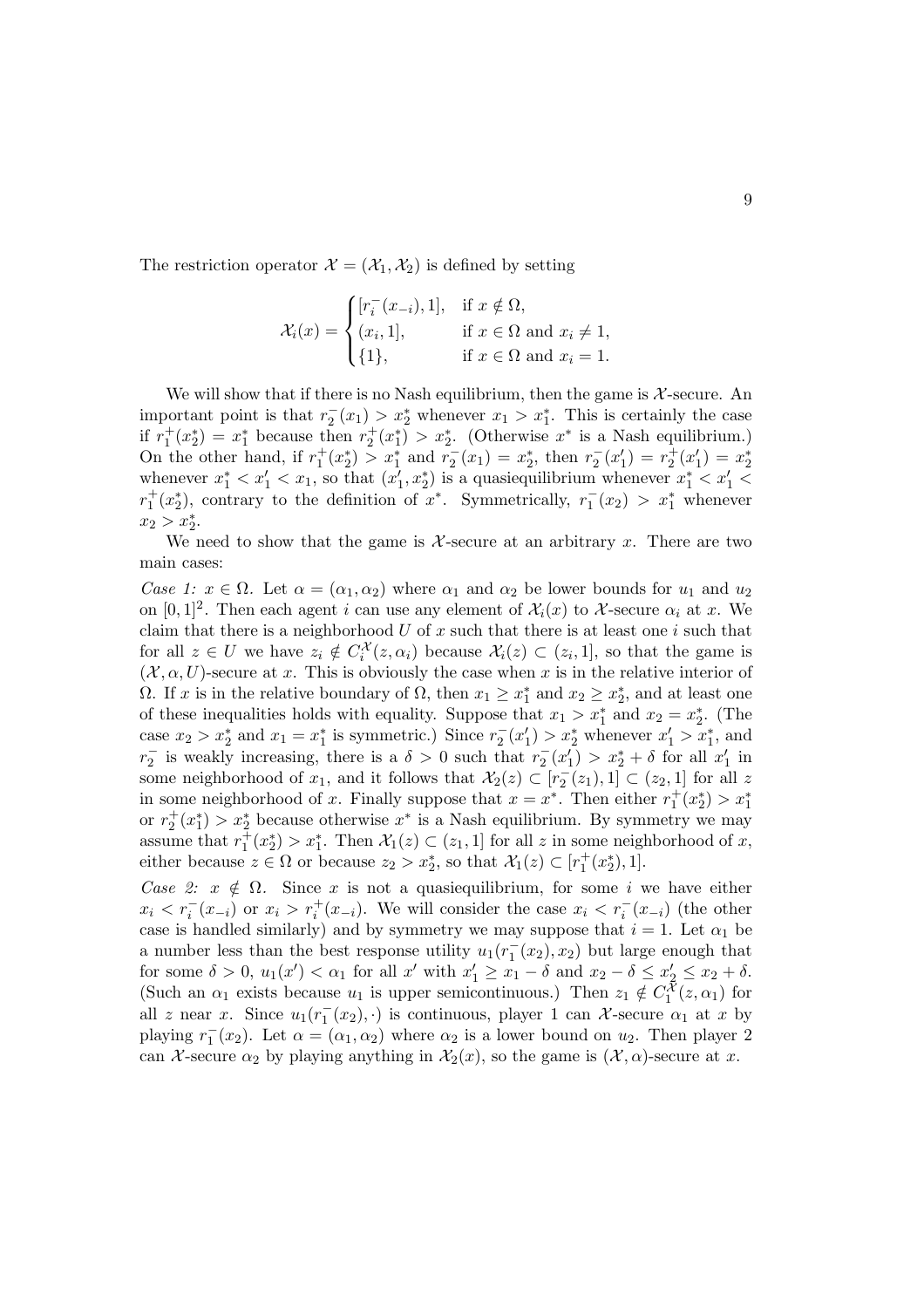The restriction operator $\mathcal{X} = (\mathcal{X}_1, \mathcal{X}_2)$ is defined by setting

$$\mathcal{X}_i(x) = \begin{cases} [r_i^-(x_{-i}), 1], & \text{if } x \notin \Omega, \\ (x_i, 1], & \text{if } x \in \Omega \text{ and } x_i \neq 1, \\ \{1\}, & \text{if } x \in \Omega \text{ and } x_i = 1. \end{cases}$$

We will show that if there is no Nash equilibrium, then the game is $\mathcal{X}$-secure. An important point is that $r_2^-(x_1) > x_2^*$ whenever $x_1 > x_1^*$. This is certainly the case if $r_1^+(x_2^*) = x_1^*$ because then $r_2^+(x_1^*) > x_2^*$. (Otherwise $x^*$ is a Nash equilibrium.) On the other hand, if $r_1^+(x_2^*) > x_1^*$ and $r_2^-(x_1) = x_2^*$, then $r_2^-(x_1') = r_2^+(x_1') = x_2^*$ whenever $x_1^* < x_1' < x_1$, so that $(x_1', x_2^*)$ is a quasiequilibrium whenever $x_1^* < x_1' < r_1^+(x_2^*)$, contrary to the definition of $x^*$. Symmetrically, $r_1^-(x_2) > x_1^*$ whenever $x_2 > x_2^*$.

We need to show that the game is $\mathcal{X}$-secure at an arbitrary $x$. There are two main cases:

*Case 1:* $x \in \Omega$. Let $\alpha = (\alpha_1, \alpha_2)$ where $\alpha_1$ and $\alpha_2$ be lower bounds for $u_1$ and $u_2$ on $[0,1]^2$. Then each agent $i$ can use any element of $\mathcal{X}_i(x)$ to $\mathcal{X}$-secure $\alpha_i$ at $x$. We claim that there is a neighborhood $U$ of $x$ such that there is at least one $i$ such that for all $z \in U$ we have $z_i \notin C_i^{\mathcal{X}}(z, \alpha_i)$ because $\mathcal{X}_i(z) \subset (z_i, 1]$, so that the game is $(\mathcal{X}, \alpha, U)$-secure at $x$. This is obviously the case when $x$ is in the relative interior of $\Omega$. If $x$ is in the relative boundary of $\Omega$, then $x_1 \geq x_1^*$ and $x_2 \geq x_2^*$, and at least one of these inequalities holds with equality. Suppose that $x_1 > x_1^*$ and $x_2 = x_2^*$. (The case $x_2 > x_2^*$ and $x_1 = x_1^*$ is symmetric.) Since $r_2^-(x_1') > x_2^*$ whenever $x_1' > x_1^*$, and $r_2^-$ is weakly increasing, there is a $\delta > 0$ such that $r_2^-(x_1') > x_2^* + \delta$ for all $x_1'$ in some neighborhood of $x_1$, and it follows that $\mathcal{X}_2(z) \subset [r_2^-(z_1), 1] \subset (z_2, 1]$ for all $z$ in some neighborhood of $x$. Finally suppose that $x = x^*$. Then either $r_1^+(x_2^*) > x_1^*$ or $r_2^+(x_1^*) > x_2^*$ because otherwise $x^*$ is a Nash equilibrium. By symmetry we may assume that $r_1^+(x_2^*) > x_1^*$. Then $\mathcal{X}_1(z) \subset (z_1, 1]$ for all $z$ in some neighborhood of $x$, either because $z \in \Omega$ or because $z_2 > x_2^*$, so that $\mathcal{X}_1(z) \subset [r_1^+(x_2^*), 1]$.

*Case 2:* $x \notin \Omega$. Since $x$ is not a quasiequilibrium, for some $i$ we have either $x_i < r_i^-(x_{-i})$ or $x_i > r_i^+(x_{-i})$. We will consider the case $x_i < r_i^-(x_{-i})$ (the other case is handled similarly) and by symmetry we may suppose that $i = 1$. Let $\alpha_1$ be a number less than the best response utility $u_1(r_1^-(x_2), x_2)$ but large enough that for some $\delta > 0$, $u_1(x') < \alpha_1$ for all $x'$ with $x_1' \geq x_1 - \delta$ and $x_2 - \delta \leq x_2' \leq x_2 + \delta$. (Such an $\alpha_1$ exists because $u_1$ is upper semicontinuous.) Then $z_1 \notin C_1^{\mathcal{X}}(z, \alpha_1)$ for all $z$ near $x$. Since $u_1(r_1^-(x_2), \cdot)$ is continuous, player 1 can $\mathcal{X}$-secure $\alpha_1$ at $x$ by playing $r_1^-(x_2)$. Let $\alpha = (\alpha_1, \alpha_2)$ where $\alpha_2$ is a lower bound on $u_2$. Then player 2 can $\mathcal{X}$-secure $\alpha_2$ by playing anything in $\mathcal{X}_2(x)$, so the game is $(\mathcal{X}, \alpha)$-secure at $x$.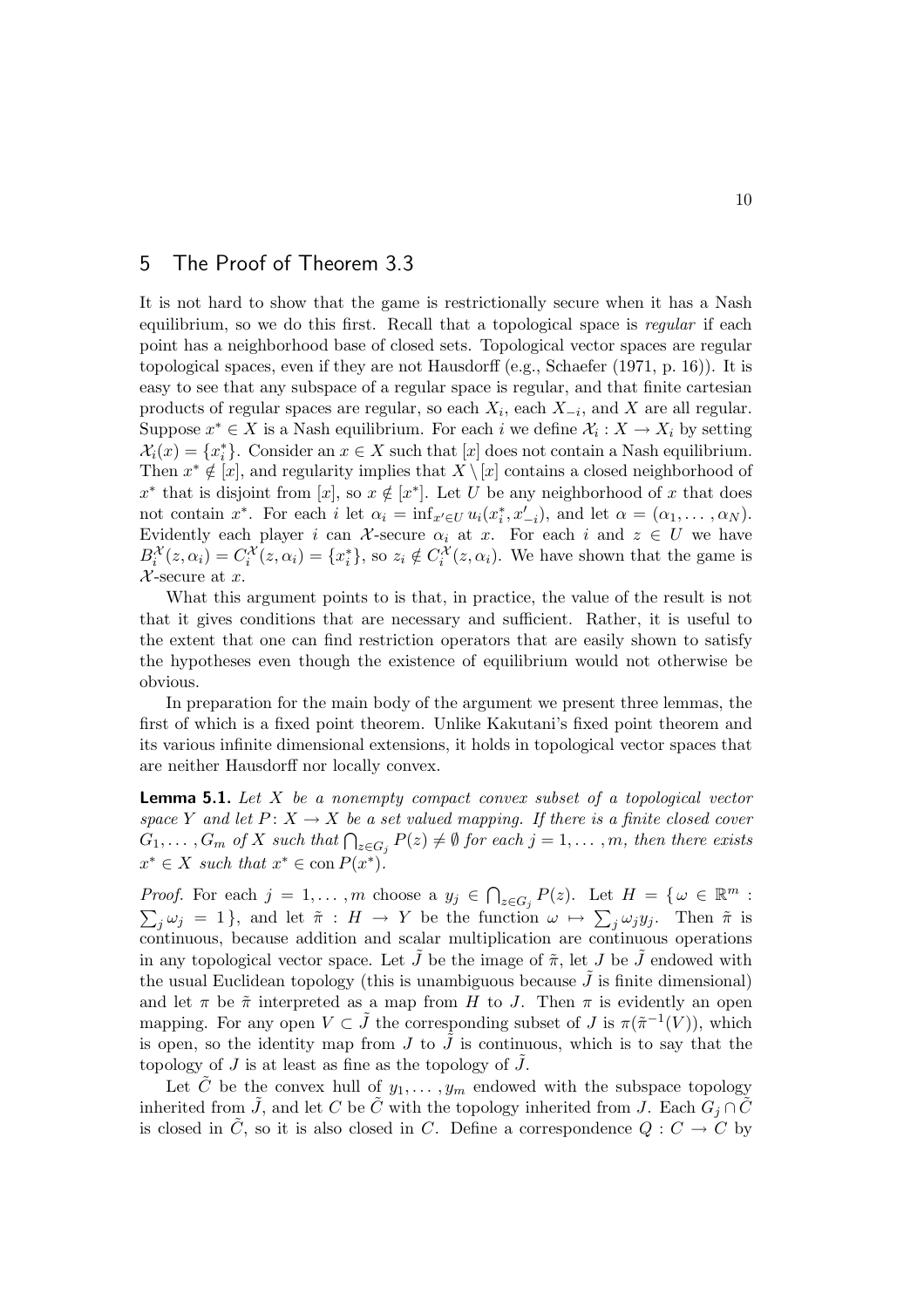## 5 The Proof of Theorem 3.3

It is not hard to show that the game is restrictionally secure when it has a Nash equilibrium, so we do this first. Recall that a topological space is *regular* if each point has a neighborhood base of closed sets. Topological vector spaces are regular topological spaces, even if they are not Hausdorff (e.g., Schaefer (1971, p. 16)). It is easy to see that any subspace of a regular space is regular, and that finite cartesian products of regular spaces are regular, so each $X_i$, each $X_{-i}$, and $X$ are all regular. Suppose $x^* \in X$ is a Nash equilibrium. For each $i$ we define $\mathcal{X}_i : X \to X_i$ by setting $\mathcal{X}_i(x) = \{x_i^*\}$. Consider an $x \in X$ such that $[x]$ does not contain a Nash equilibrium. Then $x^* \notin [x]$, and regularity implies that $X \setminus [x]$ contains a closed neighborhood of $x^*$ that is disjoint from $[x]$, so $x \notin [x^*]$. Let $U$ be any neighborhood of $x$ that does not contain $x^*$. For each $i$ let $\alpha_i = \inf_{x' \in U} u_i(x_i^*, x'_{-i})$, and let $\alpha = (\alpha_1, \ldots, \alpha_N)$. Evidently each player $i$ can $\mathcal{X}$-secure $\alpha_i$ at $x$. For each $i$ and $z \in U$ we have $B_i^{\mathcal{X}}(z, \alpha_i) = C_i^{\mathcal{X}}(z, \alpha_i) = \{x_i^*\}$, so $z_i \notin C_i^{\mathcal{X}}(z, \alpha_i)$. We have shown that the game is $\mathcal{X}$-secure at $x$.

What this argument points to is that, in practice, the value of the result is not that it gives conditions that are necessary and sufficient. Rather, it is useful to the extent that one can find restriction operators that are easily shown to satisfy the hypotheses even though the existence of equilibrium would not otherwise be obvious.

In preparation for the main body of the argument we present three lemmas, the first of which is a fixed point theorem. Unlike Kakutani's fixed point theorem and its various infinite dimensional extensions, it holds in topological vector spaces that are neither Hausdorff nor locally convex.

**Lemma 5.1.** *Let $X$ be a nonempty compact convex subset of a topological vector space $Y$ and let $P \colon X \to X$ be a set valued mapping. If there is a finite closed cover $G_1, \ldots, G_m$ of $X$ such that $\bigcap_{z \in G_j} P(z) \neq \emptyset$ for each $j = 1, \ldots, m$, then there exists $x^* \in X$ such that $x^* \in \operatorname{con} P(x^*)$.*

*Proof.* For each $j = 1, \ldots, m$ choose a $y_j \in \bigcap_{z \in G_j} P(z)$. Let $H = \{\, \omega \in \mathbb{R}^m : \sum_j \omega_j = 1 \,\}$, and let $\tilde{\pi} : H \to Y$ be the function $\omega \mapsto \sum_j \omega_j y_j$. Then $\tilde{\pi}$ is continuous, because addition and scalar multiplication are continuous operations in any topological vector space. Let $\tilde{J}$ be the image of $\tilde{\pi}$, let $J$ be $\tilde{J}$ endowed with the usual Euclidean topology (this is unambiguous because $\tilde{J}$ is finite dimensional) and let $\pi$ be $\tilde{\pi}$ interpreted as a map from $H$ to $J$. Then $\pi$ is evidently an open mapping. For any open $V \subset \tilde{J}$ the corresponding subset of $J$ is $\pi(\tilde{\pi}^{-1}(V))$, which is open, so the identity map from $J$ to $\tilde{J}$ is continuous, which is to say that the topology of $J$ is at least as fine as the topology of $\tilde{J}$.

Let $\tilde{C}$ be the convex hull of $y_1, \ldots, y_m$ endowed with the subspace topology inherited from $\tilde{J}$, and let $C$ be $\tilde{C}$ with the topology inherited from $J$. Each $G_j \cap \tilde{C}$ is closed in $\tilde{C}$, so it is also closed in $C$. Define a correspondence $Q : C \to C$ by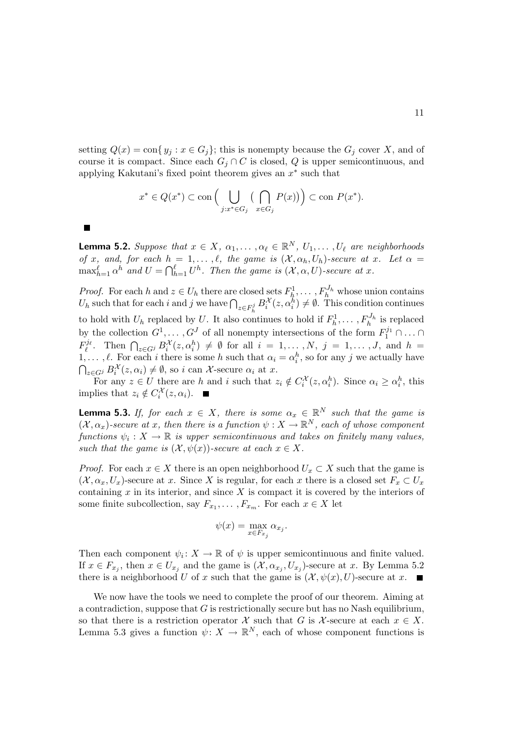setting $Q(x) = \text{con}\{ y_j : x \in G_j\}$; this is nonempty because the $G_j$ cover $X$, and of course it is compact. Since each $G_j \cap C$ is closed, $Q$ is upper semicontinuous, and applying Kakutani's fixed point theorem gives an $x^*$ such that

$$x^* \in Q(x^*) \subset \text{con}\Big( \bigcup_{j: x^* \in G_j} \big( \bigcap_{x \in G_j} P(x)\big)\Big) \subset \text{con } P(x^*).$$

■

**Lemma 5.2.** *Suppose that $x \in X$, $\alpha_1, \dots, \alpha_\ell \in \mathbb{R}^N$, $U_1, \dots, U_\ell$ are neighborhoods of $x$, and, for each $h = 1, \dots, \ell$, the game is $(\mathcal{X}, \alpha_h, U_h)$-secure at $x$. Let $\alpha = \max_{h=1}^{\ell} \alpha^h$ and $U = \bigcap_{h=1}^{\ell} U^h$. Then the game is $(\mathcal{X}, \alpha, U)$-secure at $x$.*

*Proof.* For each $h$ and $z \in U_h$ there are closed sets $F_h^1, \dots, F_h^{J_h}$ whose union contains $U_h$ such that for each $i$ and $j$ we have $\bigcap_{z \in F_h^j} B_i^{\mathcal{X}}(z, \alpha_i^h) \neq \emptyset$. This condition continues to hold with $U_h$ replaced by $U$. It also continues to hold if $F_h^1, \dots, F_h^{J_h}$ is replaced by the collection $G^1, \dots, G^J$ of all nonempty intersections of the form $F_1^{j_1} \cap \dots \cap F_\ell^{j_\ell}$. Then $\bigcap_{z \in G^j} B_i^{\mathcal{X}}(z, \alpha_i^h) \neq \emptyset$ for all $i = 1, \dots, N$, $j = 1, \dots, J$, and $h = 1, \dots, \ell$. For each $i$ there is some $h$ such that $\alpha_i = \alpha_i^h$, so for any $j$ we actually have $\bigcap_{z \in G^j} B_i^{\mathcal{X}}(z, \alpha_i) \neq \emptyset$, so $i$ can $\mathcal{X}$-secure $\alpha_i$ at $x$.

For any $z \in U$ there are $h$ and $i$ such that $z_i \notin C_i^{\mathcal{X}}(z, \alpha_i^h)$. Since $\alpha_i \geq \alpha_i^h$, this implies that $z_i \notin C_i^{\mathcal{X}}(z, \alpha_i)$. ■

**Lemma 5.3.** *If, for each $x \in X$, there is some $\alpha_x \in \mathbb{R}^N$ such that the game is $(\mathcal{X}, \alpha_x)$-secure at $x$, then there is a function $\psi : X \to \mathbb{R}^N$, each of whose component functions $\psi_i : X \to \mathbb{R}$ is upper semicontinuous and takes on finitely many values, such that the game is $(\mathcal{X}, \psi(x))$-secure at each $x \in X$.*

*Proof.* For each $x \in X$ there is an open neighborhood $U_x \subset X$ such that the game is $(\mathcal{X}, \alpha_x, U_x)$-secure at $x$. Since $X$ is regular, for each $x$ there is a closed set $F_x \subset U_x$ containing $x$ in its interior, and since $X$ is compact it is covered by the interiors of some finite subcollection, say $F_{x_1}, \dots, F_{x_m}$. For each $x \in X$ let

$$\psi(x) = \max_{x \in F_{x_j}} \alpha_{x_j}.$$

Then each component $\psi_i \colon X \to \mathbb{R}$ of $\psi$ is upper semicontinuous and finite valued. If $x \in F_{x_j}$, then $x \in U_{x_j}$ and the game is $(\mathcal{X}, \alpha_{x_j}, U_{x_j})$-secure at $x$. By Lemma 5.2 there is a neighborhood $U$ of $x$ such that the game is $(\mathcal{X}, \psi(x), U)$-secure at $x$. ■

We now have the tools we need to complete the proof of our theorem. Aiming at a contradiction, suppose that $G$ is restrictionally secure but has no Nash equilibrium, so that there is a restriction operator $\mathcal{X}$ such that $G$ is $\mathcal{X}$-secure at each $x \in X$. Lemma 5.3 gives a function $\psi \colon X \to \mathbb{R}^N$, each of whose component functions is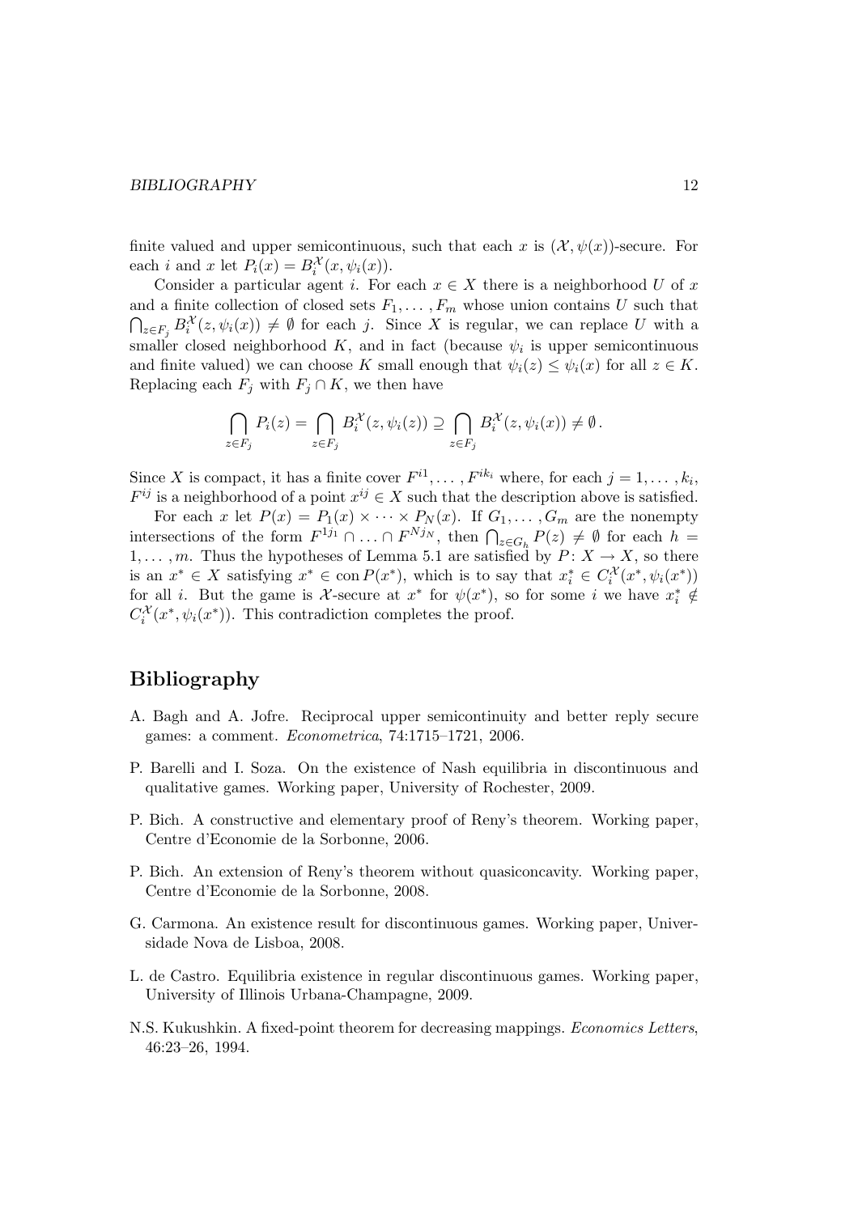finite valued and upper semicontinuous, such that each $x$ is $(\mathcal{X}, \psi(x))$-secure. For each $i$ and $x$ let $P_i(x) = B_i^{\mathcal{X}}(x, \psi_i(x))$.

Consider a particular agent $i$. For each $x \in X$ there is a neighborhood $U$ of $x$ and a finite collection of closed sets $F_1, \ldots, F_m$ whose union contains $U$ such that $\bigcap_{z \in F_j} B_i^{\mathcal{X}}(z, \psi_i(x)) \neq \emptyset$ for each $j$. Since $X$ is regular, we can replace $U$ with a smaller closed neighborhood $K$, and in fact (because $\psi_i$ is upper semicontinuous and finite valued) we can choose $K$ small enough that $\psi_i(z) \leq \psi_i(x)$ for all $z \in K$. Replacing each $F_j$ with $F_j \cap K$, we then have

$$\bigcap_{z \in F_j} P_i(z) = \bigcap_{z \in F_j} B_i^{\mathcal{X}}(z, \psi_i(z)) \supseteq \bigcap_{z \in F_j} B_i^{\mathcal{X}}(z, \psi_i(x)) \neq \emptyset \,.$$

Since $X$ is compact, it has a finite cover $F^{i1}, \ldots, F^{ik_i}$ where, for each $j = 1, \ldots, k_i$, $F^{ij}$ is a neighborhood of a point $x^{ij} \in X$ such that the description above is satisfied.

For each $x$ let $P(x) = P_1(x) \times \cdots \times P_N(x)$. If $G_1, \ldots, G_m$ are the nonempty intersections of the form $F^{1j_1} \cap \ldots \cap F^{Nj_N}$, then $\bigcap_{z \in G_h} P(z) \neq \emptyset$ for each $h = 1, \ldots, m$. Thus the hypotheses of Lemma 5.1 are satisfied by $P \colon X \to X$, so there is an $x^* \in X$ satisfying $x^* \in \operatorname{con} P(x^*)$, which is to say that $x_i^* \in C_i^{\mathcal{X}}(x^*, \psi_i(x^*))$ for all $i$. But the game is $\mathcal{X}$-secure at $x^*$ for $\psi(x^*)$, so for some $i$ we have $x_i^* \notin C_i^{\mathcal{X}}(x^*, \psi_i(x^*))$. This contradiction completes the proof.

# Bibliography

A. Bagh and A. Jofre. Reciprocal upper semicontinuity and better reply secure games: a comment. *Econometrica*, 74:1715–1721, 2006.

P. Barelli and I. Soza. On the existence of Nash equilibria in discontinuous and qualitative games. Working paper, University of Rochester, 2009.

P. Bich. A constructive and elementary proof of Reny's theorem. Working paper, Centre d'Economie de la Sorbonne, 2006.

P. Bich. An extension of Reny's theorem without quasiconcavity. Working paper, Centre d'Economie de la Sorbonne, 2008.

G. Carmona. An existence result for discontinuous games. Working paper, Universidade Nova de Lisboa, 2008.

L. de Castro. Equilibria existence in regular discontinuous games. Working paper, University of Illinois Urbana-Champagne, 2009.

N.S. Kukushkin. A fixed-point theorem for decreasing mappings. *Economics Letters*, 46:23–26, 1994.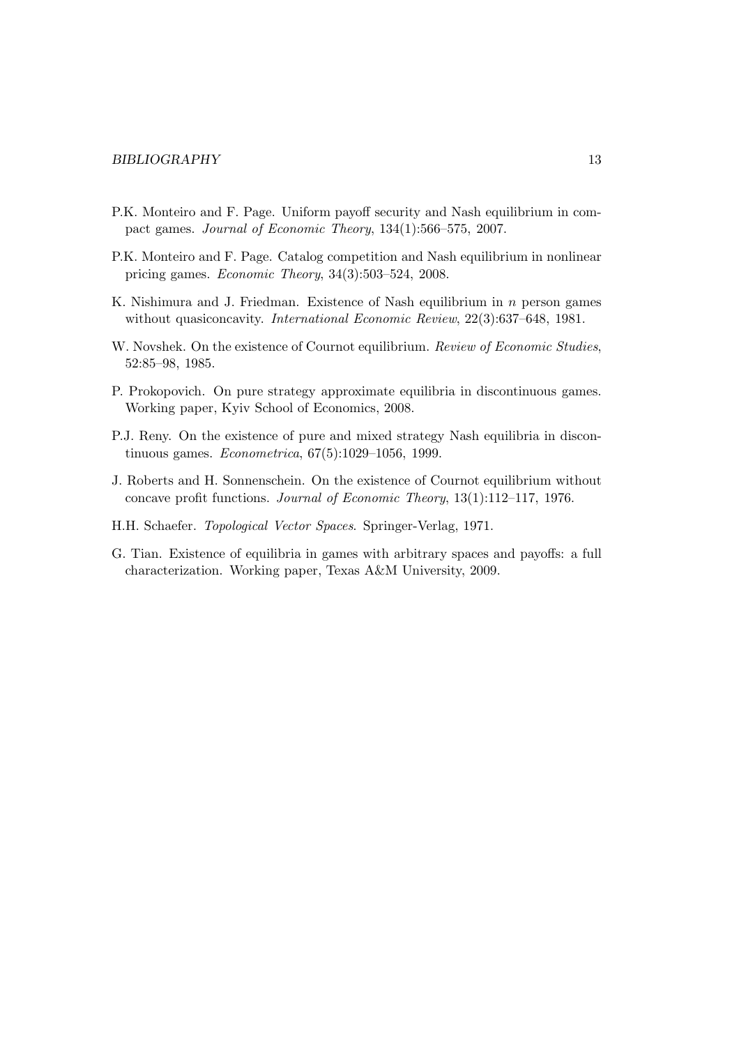P.K. Monteiro and F. Page. Uniform payoff security and Nash equilibrium in compact games. *Journal of Economic Theory*, 134(1):566–575, 2007.

P.K. Monteiro and F. Page. Catalog competition and Nash equilibrium in nonlinear pricing games. *Economic Theory*, 34(3):503–524, 2008.

K. Nishimura and J. Friedman. Existence of Nash equilibrium in $n$ person games without quasiconcavity. *International Economic Review*, 22(3):637–648, 1981.

W. Novshek. On the existence of Cournot equilibrium. *Review of Economic Studies*, 52:85–98, 1985.

P. Prokopovich. On pure strategy approximate equilibria in discontinuous games. Working paper, Kyiv School of Economics, 2008.

P.J. Reny. On the existence of pure and mixed strategy Nash equilibria in discontinuous games. *Econometrica*, 67(5):1029–1056, 1999.

J. Roberts and H. Sonnenschein. On the existence of Cournot equilibrium without concave profit functions. *Journal of Economic Theory*, 13(1):112–117, 1976.

H.H. Schaefer. *Topological Vector Spaces*. Springer-Verlag, 1971.

G. Tian. Existence of equilibria in games with arbitrary spaces and payoffs: a full characterization. Working paper, Texas A&M University, 2009.